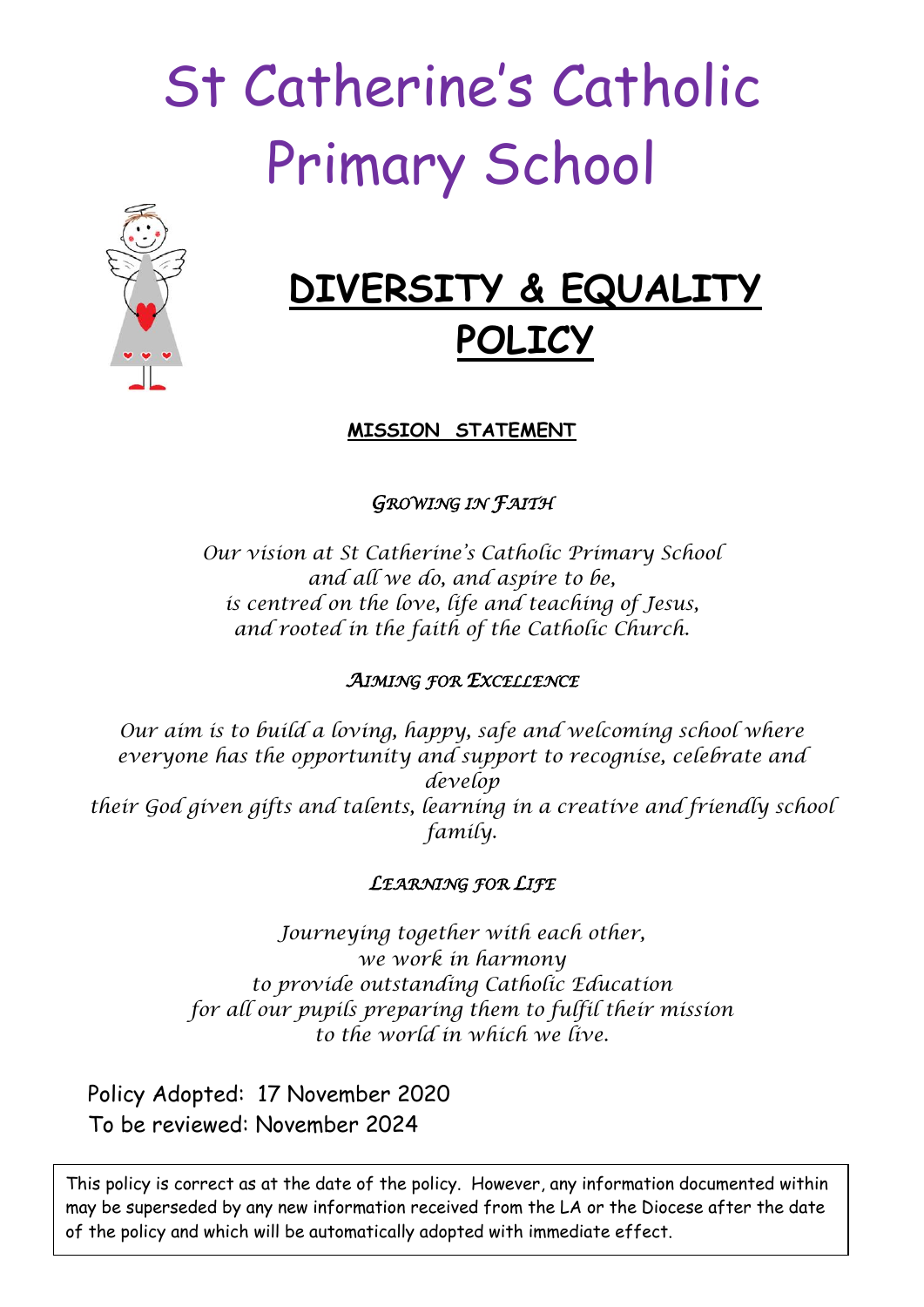# St Catherine's Catholic Primary School

## DIVERSITY & EQUALITY POLICY

**MISSION STATEMENT**

*GROWING IN FAITH*

*Our vision at St Catherine's Catholic Primary School*
*and all we do, and aspire to be,*
*is centred on the love, life and teaching of Jesus,*
*and rooted in the faith of the Catholic Church.*

*AIMING FOR EXCELLENCE*

*Our aim is to build a loving, happy, safe and welcoming school where everyone has the opportunity and support to recognise, celebrate and develop*
*their God given gifts and talents, learning in a creative and friendly school family.*

*LEARNING FOR LIFE*

*Journeying together with each other,*
*we work in harmony*
*to provide outstanding Catholic Education*
*for all our pupils preparing them to fulfil their mission*
*to the world in which we live.*

Policy Adopted: 17 November 2020
To be reviewed: November 2024

This policy is correct as at the date of the policy. However, any information documented within may be superseded by any new information received from the LA or the Diocese after the date of the policy and which will be automatically adopted with immediate effect.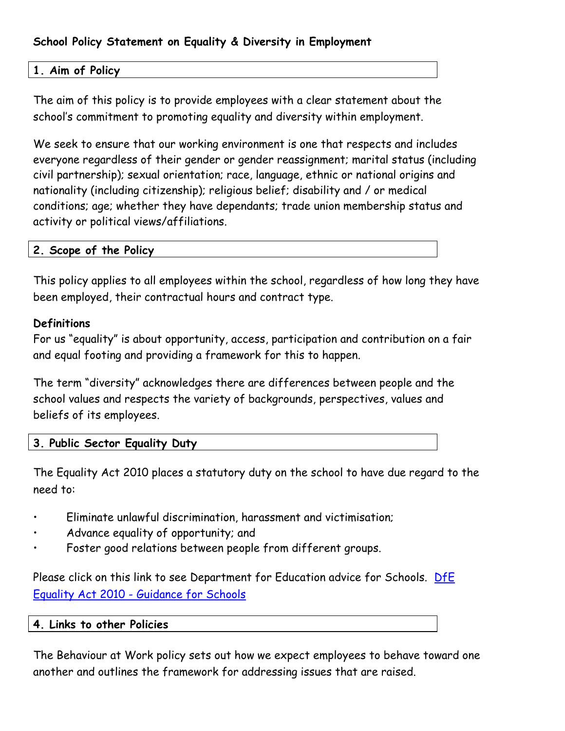**School Policy Statement on Equality & Diversity in Employment**

## 1. Aim of Policy

The aim of this policy is to provide employees with a clear statement about the school's commitment to promoting equality and diversity within employment.

We seek to ensure that our working environment is one that respects and includes everyone regardless of their gender or gender reassignment; marital status (including civil partnership); sexual orientation; race, language, ethnic or national origins and nationality (including citizenship); religious belief; disability and / or medical conditions; age; whether they have dependants; trade union membership status and activity or political views/affiliations.

## 2. Scope of the Policy

This policy applies to all employees within the school, regardless of how long they have been employed, their contractual hours and contract type.

**Definitions**
For us "equality" is about opportunity, access, participation and contribution on a fair and equal footing and providing a framework for this to happen.

The term "diversity" acknowledges there are differences between people and the school values and respects the variety of backgrounds, perspectives, values and beliefs of its employees.

## 3. Public Sector Equality Duty

The Equality Act 2010 places a statutory duty on the school to have due regard to the need to:

- Eliminate unlawful discrimination, harassment and victimisation;
- Advance equality of opportunity; and
- Foster good relations between people from different groups.

Please click on this link to see Department for Education advice for Schools. DfE Equality Act 2010 - Guidance for Schools

## 4. Links to other Policies

The Behaviour at Work policy sets out how we expect employees to behave toward one another and outlines the framework for addressing issues that are raised.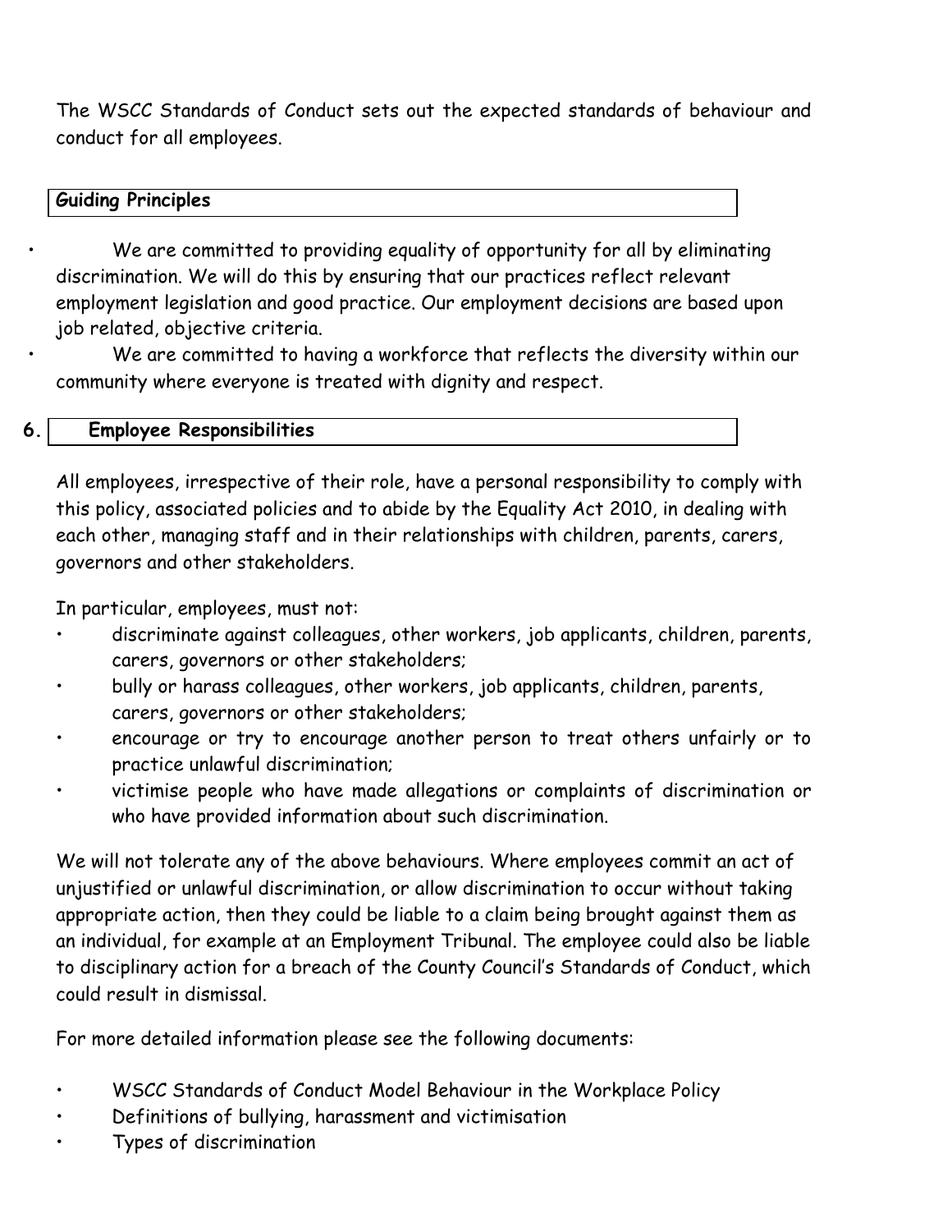The WSCC Standards of Conduct sets out the expected standards of behaviour and conduct for all employees.

## Guiding Principles

- We are committed to providing equality of opportunity for all by eliminating discrimination. We will do this by ensuring that our practices reflect relevant employment legislation and good practice. Our employment decisions are based upon job related, objective criteria.
- We are committed to having a workforce that reflects the diversity within our community where everyone is treated with dignity and respect.

## 6. Employee Responsibilities

All employees, irrespective of their role, have a personal responsibility to comply with this policy, associated policies and to abide by the Equality Act 2010, in dealing with each other, managing staff and in their relationships with children, parents, carers, governors and other stakeholders.

In particular, employees, must not:

- discriminate against colleagues, other workers, job applicants, children, parents, carers, governors or other stakeholders;
- bully or harass colleagues, other workers, job applicants, children, parents, carers, governors or other stakeholders;
- encourage or try to encourage another person to treat others unfairly or to practice unlawful discrimination;
- victimise people who have made allegations or complaints of discrimination or who have provided information about such discrimination.

We will not tolerate any of the above behaviours. Where employees commit an act of unjustified or unlawful discrimination, or allow discrimination to occur without taking appropriate action, then they could be liable to a claim being brought against them as an individual, for example at an Employment Tribunal. The employee could also be liable to disciplinary action for a breach of the County Council's Standards of Conduct, which could result in dismissal.

For more detailed information please see the following documents:

- WSCC Standards of Conduct Model Behaviour in the Workplace Policy
- Definitions of bullying, harassment and victimisation
- Types of discrimination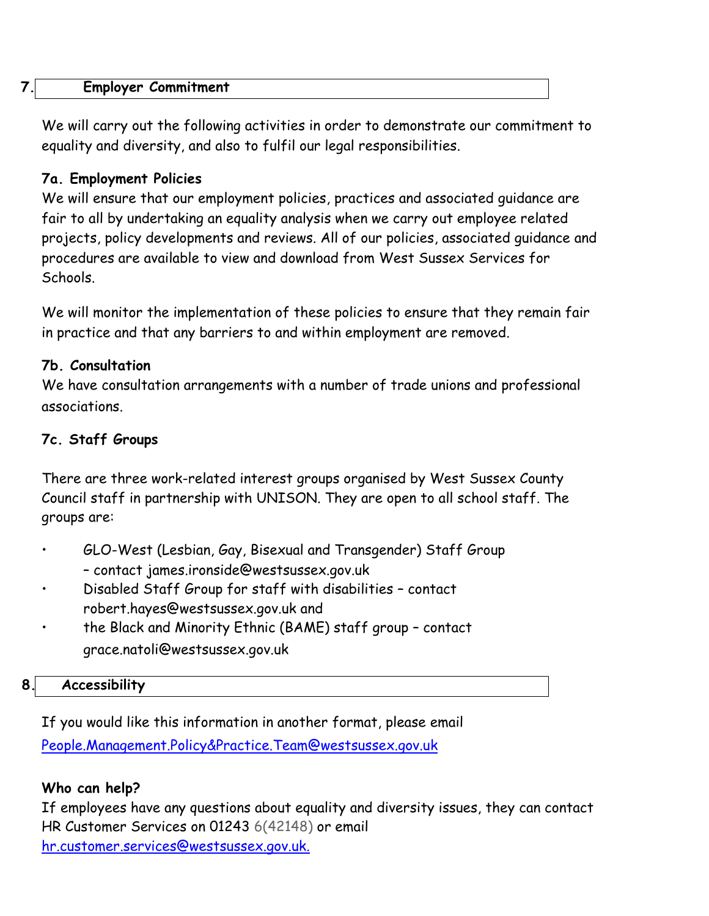## 7. Employer Commitment

We will carry out the following activities in order to demonstrate our commitment to equality and diversity, and also to fulfil our legal responsibilities.

### 7a. Employment Policies

We will ensure that our employment policies, practices and associated guidance are fair to all by undertaking an equality analysis when we carry out employee related projects, policy developments and reviews. All of our policies, associated guidance and procedures are available to view and download from West Sussex Services for Schools.

We will monitor the implementation of these policies to ensure that they remain fair in practice and that any barriers to and within employment are removed.

### 7b. Consultation

We have consultation arrangements with a number of trade unions and professional associations.

### 7c. Staff Groups

There are three work-related interest groups organised by West Sussex County Council staff in partnership with UNISON. They are open to all school staff. The groups are:

- GLO-West (Lesbian, Gay, Bisexual and Transgender) Staff Group – contact james.ironside@westsussex.gov.uk
- Disabled Staff Group for staff with disabilities – contact robert.hayes@westsussex.gov.uk and
- the Black and Minority Ethnic (BAME) staff group – contact grace.natoli@westsussex.gov.uk

## 8. Accessibility

If you would like this information in another format, please email People.Management.Policy&Practice.Team@westsussex.gov.uk

**Who can help?**

If employees have any questions about equality and diversity issues, they can contact HR Customer Services on 01243 6(42148) or email hr.customer.services@westsussex.gov.uk.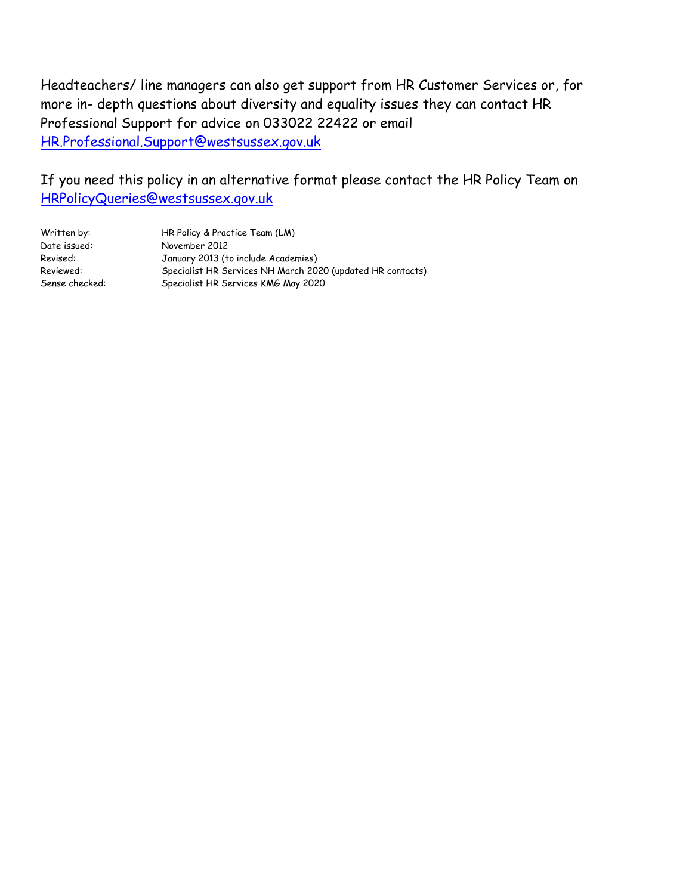Headteachers/ line managers can also get support from HR Customer Services or, for more in- depth questions about diversity and equality issues they can contact HR Professional Support for advice on 033022 22422 or email HR.Professional.Support@westsussex.gov.uk

If you need this policy in an alternative format please contact the HR Policy Team on HRPolicyQueries@westsussex.gov.uk

| | |
|---|---|
| Written by: | HR Policy & Practice Team (LM) |
| Date issued: | November 2012 |
| Revised: | January 2013 (to include Academies) |
| Reviewed: | Specialist HR Services NH March 2020 (updated HR contacts) |
| Sense checked: | Specialist HR Services KMG May 2020 |